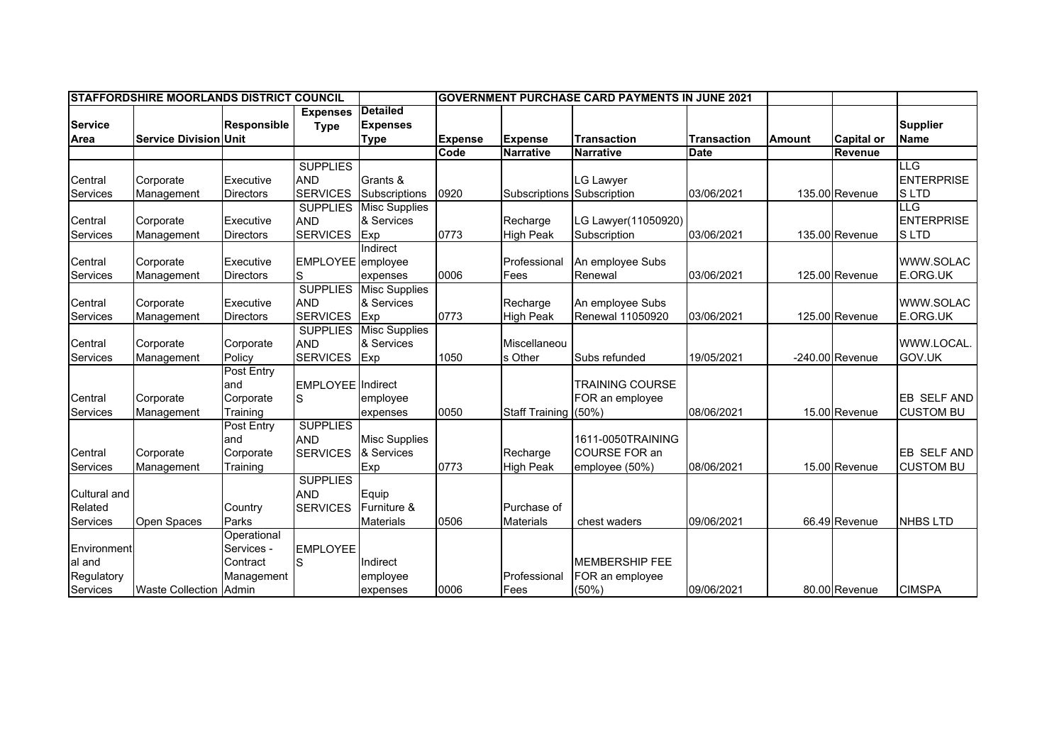| STAFFORDSHIRE MOORLANDS DISTRICT COUNCIL | | | | | GOVERNMENT PURCHASE CARD PAYMENTS IN JUNE 2021 | | | | | | |
|---|---|---|---|---|---|---|---|---|---|---|---|
| Service Area | Service Division | Responsible Unit | Expenses Type | Detailed Expenses Type | Expense Code | Expense Narrative | Transaction Narrative | Transaction Date | Amount | Capital or Revenue | Supplier Name |
| Central Services | Corporate Management | Executive Directors | SUPPLIES AND SERVICES | Grants & Subscriptions | 0920 | Subscriptions | LG Lawyer Subscription | 03/06/2021 | 135.00 | Revenue | LLG ENTERPRISE S LTD |
| Central Services | Corporate Management | Executive Directors | SUPPLIES AND SERVICES | Misc Supplies & Services Exp | 0773 | Recharge High Peak | LG Lawyer(11050920) Subscription | 03/06/2021 | 135.00 | Revenue | LLG ENTERPRISE S LTD |
| Central Services | Corporate Management | Executive Directors | EMPLOYEES | Indirect employee expenses | 0006 | Professional Fees | An employee Subs Renewal | 03/06/2021 | 125.00 | Revenue | WWW.SOLACE.ORG.UK |
| Central Services | Corporate Management | Executive Directors | SUPPLIES AND SERVICES | Misc Supplies & Services Exp | 0773 | Recharge High Peak | An employee Subs Renewal 11050920 | 03/06/2021 | 125.00 | Revenue | WWW.SOLACE.ORG.UK |
| Central Services | Corporate Management | Corporate Policy | SUPPLIES AND SERVICES | Misc Supplies & Services Exp | 1050 | Miscellaneous Other | Subs refunded | 19/05/2021 | -240.00 | Revenue | WWW.LOCAL.GOV.UK |
| Central Services | Corporate Management | Post Entry and Corporate Training | EMPLOYEES | Indirect employee expenses | 0050 | Staff Training | TRAINING COURSE FOR an employee (50%) | 08/06/2021 | 15.00 | Revenue | EB SELF AND CUSTOM BU |
| Central Services | Corporate Management | Post Entry and Corporate Training | SUPPLIES AND SERVICES | Misc Supplies & Services Exp | 0773 | Recharge High Peak | 1611-0050TRAINING COURSE FOR an employee (50%) | 08/06/2021 | 15.00 | Revenue | EB SELF AND CUSTOM BU |
| Cultural and Related Services | Open Spaces | Country Parks | SUPPLIES AND SERVICES | Equip Furniture & Materials | 0506 | Purchase of Materials | chest waders | 09/06/2021 | 66.49 | Revenue | NHBS LTD |
| Environmental and Regulatory Services | Waste Collection | Operational Services - Contract Management Admin | EMPLOYEES | Indirect employee expenses | 0006 | Professional Fees | MEMBERSHIP FEE FOR an employee (50%) | 09/06/2021 | 80.00 | Revenue | CIMSPA |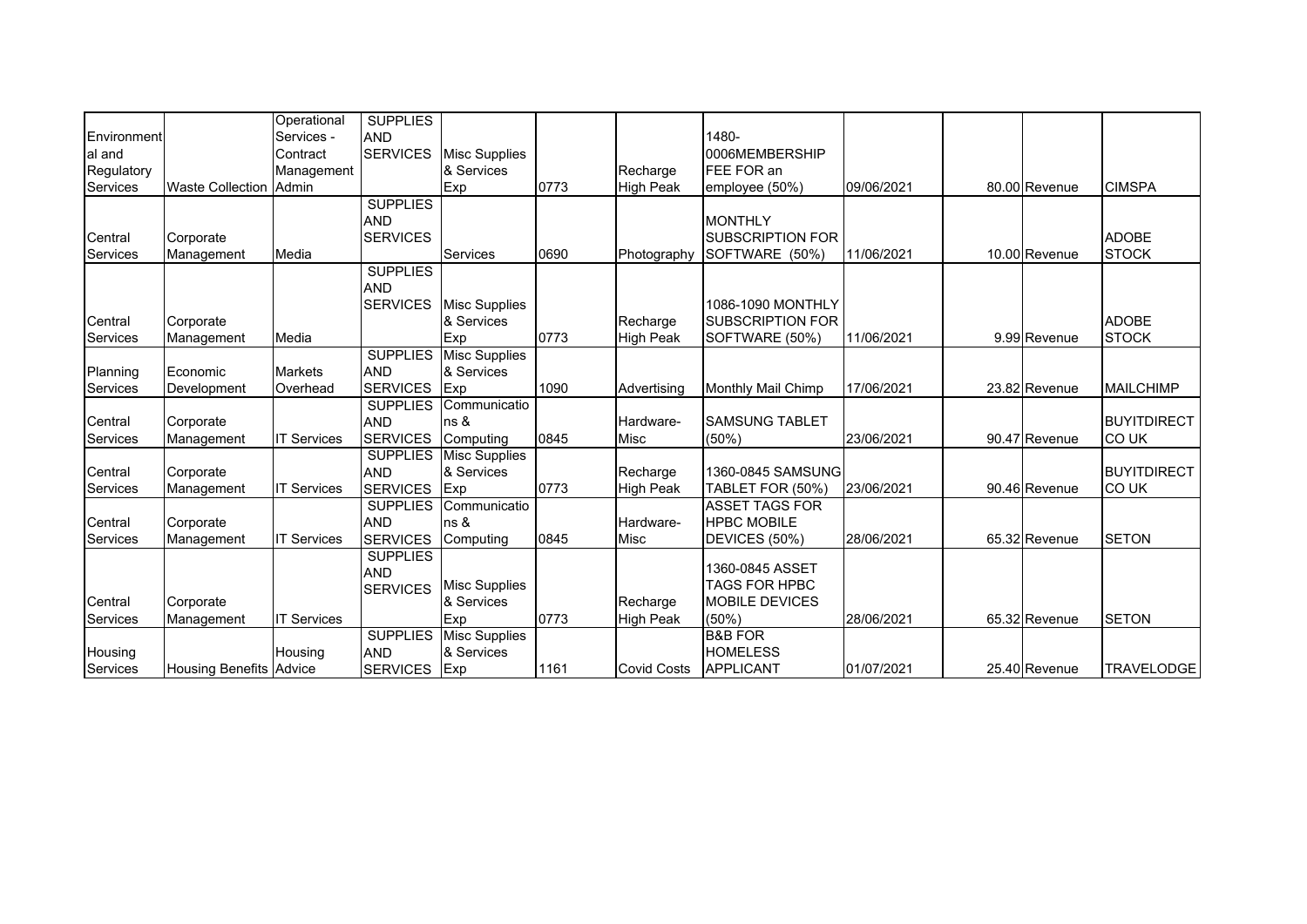| | | | | | | | | | | | |
|---|---|---|---|---|---|---|---|---|---|---|---|
| Environmental and Regulatory Services | Waste Collection | Operational Services - Contract Management Admin | SUPPLIES AND SERVICES | Misc Supplies & Services Exp | 0773 | Recharge High Peak | 1480-0006MEMBERSHIP FEE FOR an employee (50%) | 09/06/2021 | 80.00 | Revenue | CIMSPA |
| Central Services | Corporate Management | Media | SUPPLIES AND SERVICES | Services | 0690 | Photography | MONTHLY SUBSCRIPTION FOR SOFTWARE (50%) | 11/06/2021 | 10.00 | Revenue | ADOBE STOCK |
| Central Services | Corporate Management | Media | SUPPLIES AND SERVICES | Misc Supplies & Services Exp | 0773 | Recharge High Peak | 1086-1090 MONTHLY SUBSCRIPTION FOR SOFTWARE (50%) | 11/06/2021 | 9.99 | Revenue | ADOBE STOCK |
| Planning Services | Economic Development | Markets Overhead | SUPPLIES AND SERVICES | Misc Supplies & Services Exp | 1090 | Advertising | Monthly Mail Chimp | 17/06/2021 | 23.82 | Revenue | MAILCHIMP |
| Central Services | Corporate Management | IT Services | SUPPLIES AND SERVICES | Communications & Computing | 0845 | Hardware-Misc | SAMSUNG TABLET (50%) | 23/06/2021 | 90.47 | Revenue | BUYITDIRECT CO UK |
| Central Services | Corporate Management | IT Services | SUPPLIES AND SERVICES | Misc Supplies & Services Exp | 0773 | Recharge High Peak | 1360-0845 SAMSUNG TABLET FOR (50%) | 23/06/2021 | 90.46 | Revenue | BUYITDIRECT CO UK |
| Central Services | Corporate Management | IT Services | SUPPLIES AND SERVICES | Communications & Computing | 0845 | Hardware-Misc | ASSET TAGS FOR HPBC MOBILE DEVICES (50%) | 28/06/2021 | 65.32 | Revenue | SETON |
| Central Services | Corporate Management | IT Services | SUPPLIES AND SERVICES | Misc Supplies & Services Exp | 0773 | Recharge High Peak | 1360-0845 ASSET TAGS FOR HPBC MOBILE DEVICES (50%) | 28/06/2021 | 65.32 | Revenue | SETON |
| Housing Services | Housing Benefits | Housing Advice | SUPPLIES AND SERVICES | Misc Supplies & Services Exp | 1161 | Covid Costs | B&B FOR HOMELESS APPLICANT | 01/07/2021 | 25.40 | Revenue | TRAVELODGE |